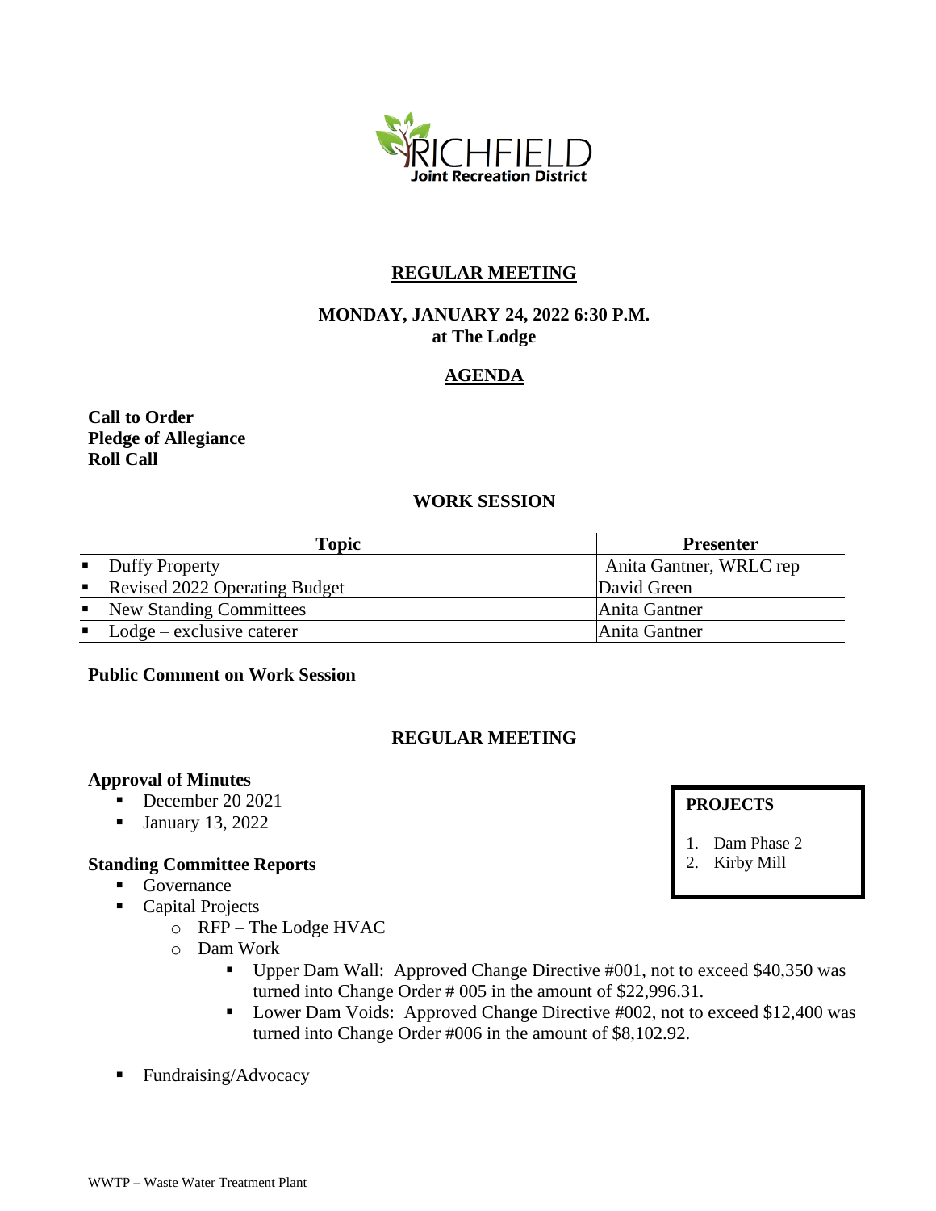RICHFIELD
Joint Recreation District

# REGULAR MEETING

**MONDAY, JANUARY 24, 2022 6:30 P.M.**
**at The Lodge**

## AGENDA

**Call to Order**
**Pledge of Allegiance**
**Roll Call**

### WORK SESSION

| Topic | Presenter |
|---|---|
| ▪ Duffy Property | Anita Gantner, WRLC rep |
| ▪ Revised 2022 Operating Budget | David Green |
| ▪ New Standing Committees | Anita Gantner |
| ▪ Lodge – exclusive caterer | Anita Gantner |

**Public Comment on Work Session**

### REGULAR MEETING

**PROJECTS**

1. Dam Phase 2
2. Kirby Mill

**Approval of Minutes**

- December 20 2021
- January 13, 2022

**Standing Committee Reports**

- Governance
- Capital Projects
  - RFP – The Lodge HVAC
  - Dam Work
    - Upper Dam Wall: Approved Change Directive #001, not to exceed $40,350 was turned into Change Order # 005 in the amount of $22,996.31.
    - Lower Dam Voids: Approved Change Directive #002, not to exceed $12,400 was turned into Change Order #006 in the amount of $8,102.92.
- Fundraising/Advocacy

WWTP – Waste Water Treatment Plant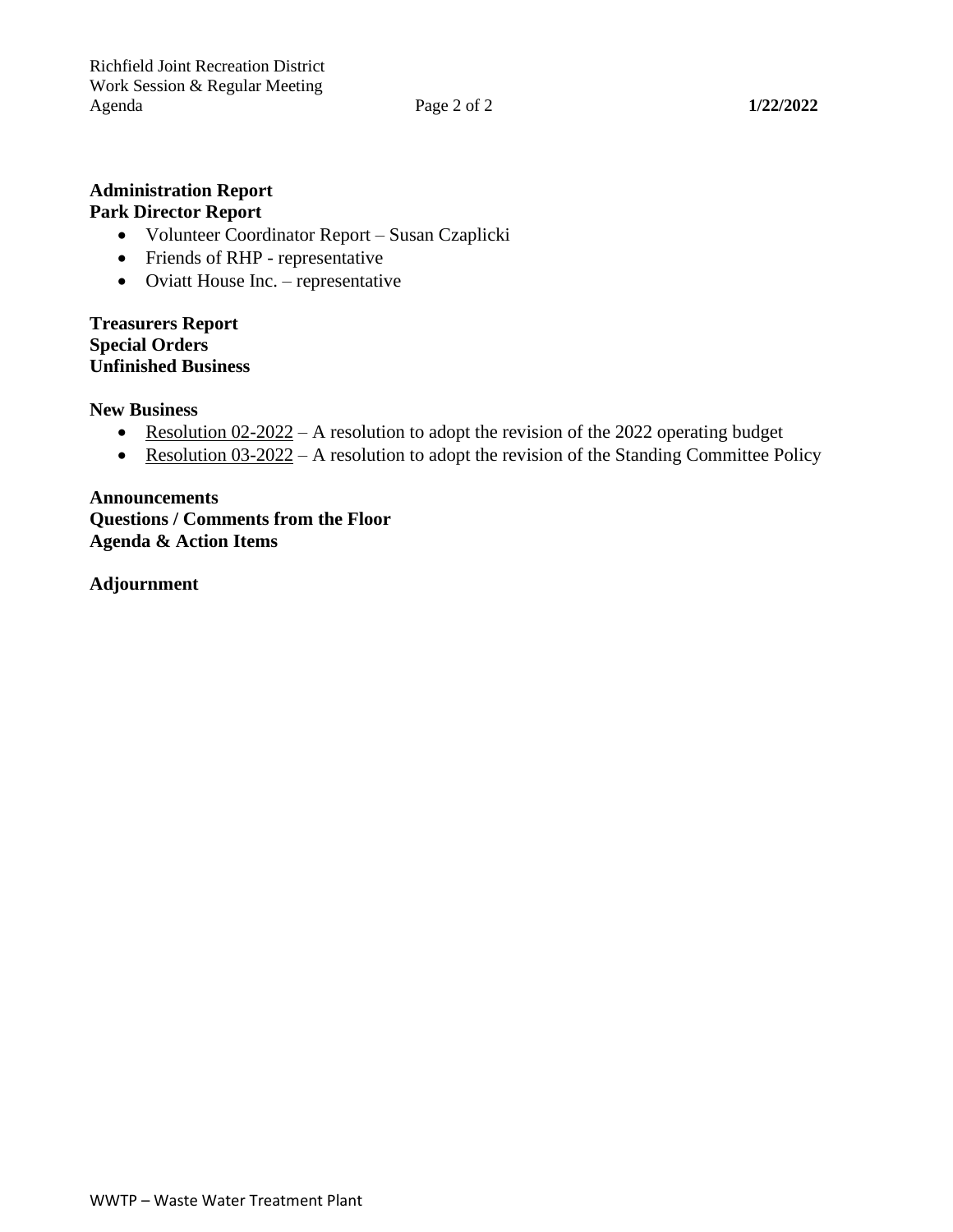**Administration Report**

**Park Director Report**

- Volunteer Coordinator Report – Susan Czaplicki
- Friends of RHP - representative
- Oviatt House Inc. – representative

**Treasurers Report**

**Special Orders**

**Unfinished Business**

**New Business**

- Resolution 02-2022 – A resolution to adopt the revision of the 2022 operating budget
- Resolution 03-2022 – A resolution to adopt the revision of the Standing Committee Policy

**Announcements**

**Questions / Comments from the Floor**

**Agenda & Action Items**

**Adjournment**

WWTP – Waste Water Treatment Plant